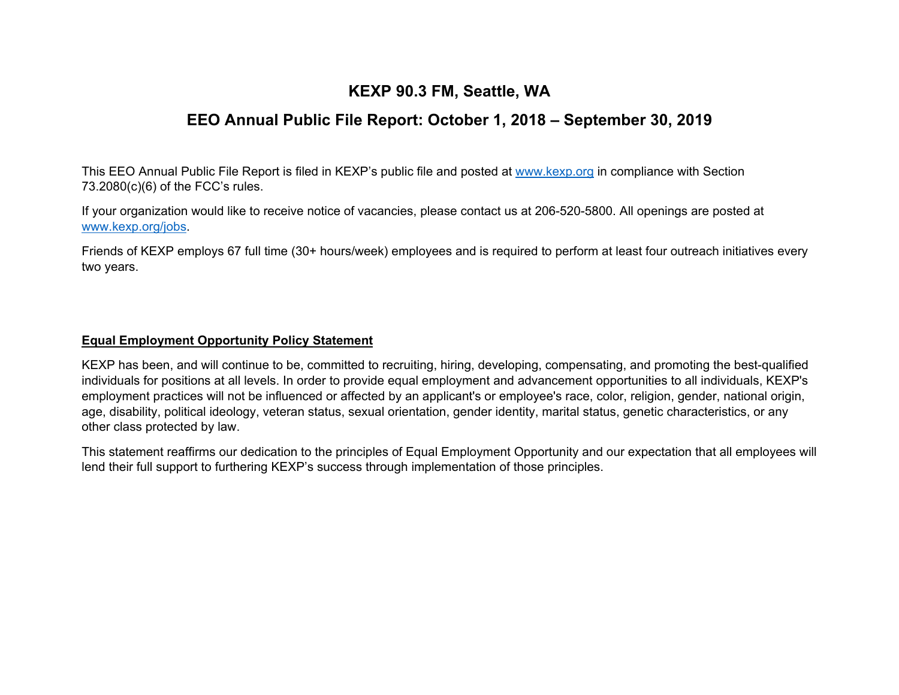# KEXP 90.3 FM, Seattle, WA

## EEO Annual Public File Report: October 1, 2018 – September 30, 2019

This EEO Annual Public File Report is filed in KEXP's public file and posted at [www.kexp.org](http://www.kexp.org) in compliance with Section 73.2080(c)(6) of the FCC's rules.

If your organization would like to receive notice of vacancies, please contact us at 206-520-5800. All openings are posted at [www.kexp.org/jobs](http://www.kexp.org/jobs).

Friends of KEXP employs 67 full time (30+ hours/week) employees and is required to perform at least four outreach initiatives every two years.

### Equal Employment Opportunity Policy Statement

KEXP has been, and will continue to be, committed to recruiting, hiring, developing, compensating, and promoting the best-qualified individuals for positions at all levels. In order to provide equal employment and advancement opportunities to all individuals, KEXP's employment practices will not be influenced or affected by an applicant's or employee's race, color, religion, gender, national origin, age, disability, political ideology, veteran status, sexual orientation, gender identity, marital status, genetic characteristics, or any other class protected by law.

This statement reaffirms our dedication to the principles of Equal Employment Opportunity and our expectation that all employees will lend their full support to furthering KEXP's success through implementation of those principles.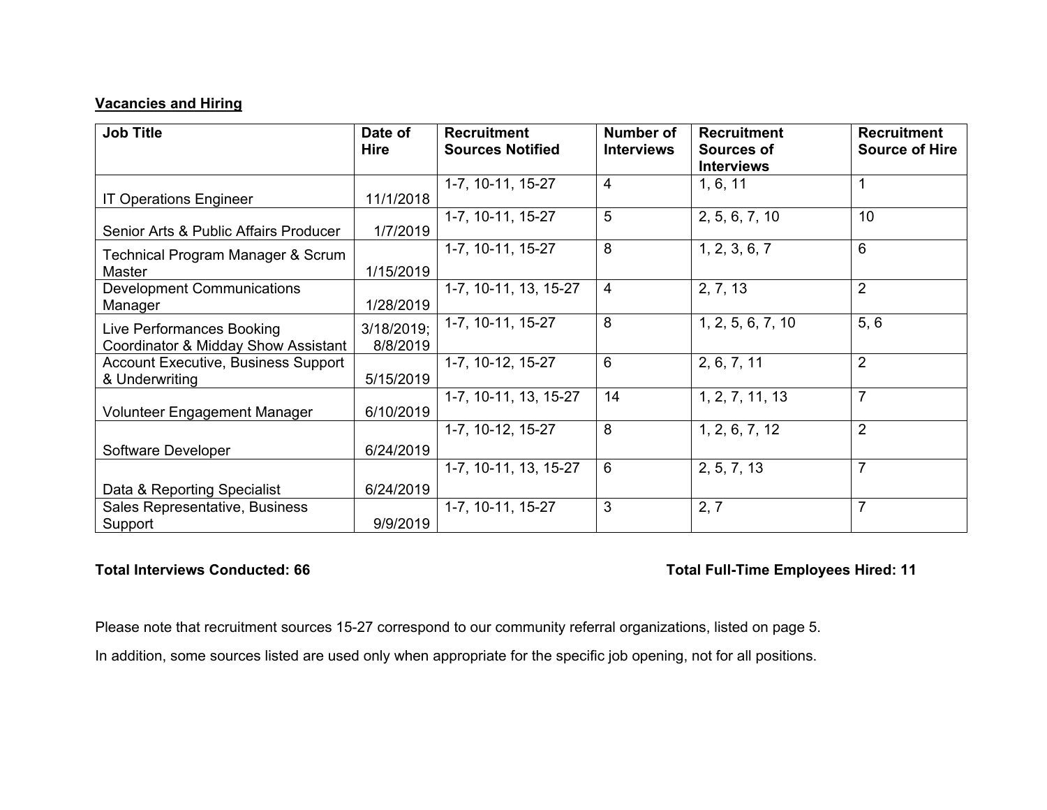**Vacancies and Hiring**

| Job Title | Date of Hire | Recruitment Sources Notified | Number of Interviews | Recruitment Sources of Interviews | Recruitment Source of Hire |
|---|---|---|---|---|---|
| IT Operations Engineer | 11/1/2018 | 1-7, 10-11, 15-27 | 4 | 1, 6, 11 | 1 |
| Senior Arts & Public Affairs Producer | 1/7/2019 | 1-7, 10-11, 15-27 | 5 | 2, 5, 6, 7, 10 | 10 |
| Technical Program Manager & Scrum Master | 1/15/2019 | 1-7, 10-11, 15-27 | 8 | 1, 2, 3, 6, 7 | 6 |
| Development Communications Manager | 1/28/2019 | 1-7, 10-11, 13, 15-27 | 4 | 2, 7, 13 | 2 |
| Live Performances Booking Coordinator & Midday Show Assistant | 3/18/2019; 8/8/2019 | 1-7, 10-11, 15-27 | 8 | 1, 2, 5, 6, 7, 10 | 5, 6 |
| Account Executive, Business Support & Underwriting | 5/15/2019 | 1-7, 10-12, 15-27 | 6 | 2, 6, 7, 11 | 2 |
| Volunteer Engagement Manager | 6/10/2019 | 1-7, 10-11, 13, 15-27 | 14 | 1, 2, 7, 11, 13 | 7 |
| Software Developer | 6/24/2019 | 1-7, 10-12, 15-27 | 8 | 1, 2, 6, 7, 12 | 2 |
| Data & Reporting Specialist | 6/24/2019 | 1-7, 10-11, 13, 15-27 | 6 | 2, 5, 7, 13 | 7 |
| Sales Representative, Business Support | 9/9/2019 | 1-7, 10-11, 15-27 | 3 | 2, 7 | 7 |

**Total Interviews Conducted: 66**

**Total Full-Time Employees Hired: 11**

Please note that recruitment sources 15-27 correspond to our community referral organizations, listed on page 5.

In addition, some sources listed are used only when appropriate for the specific job opening, not for all positions.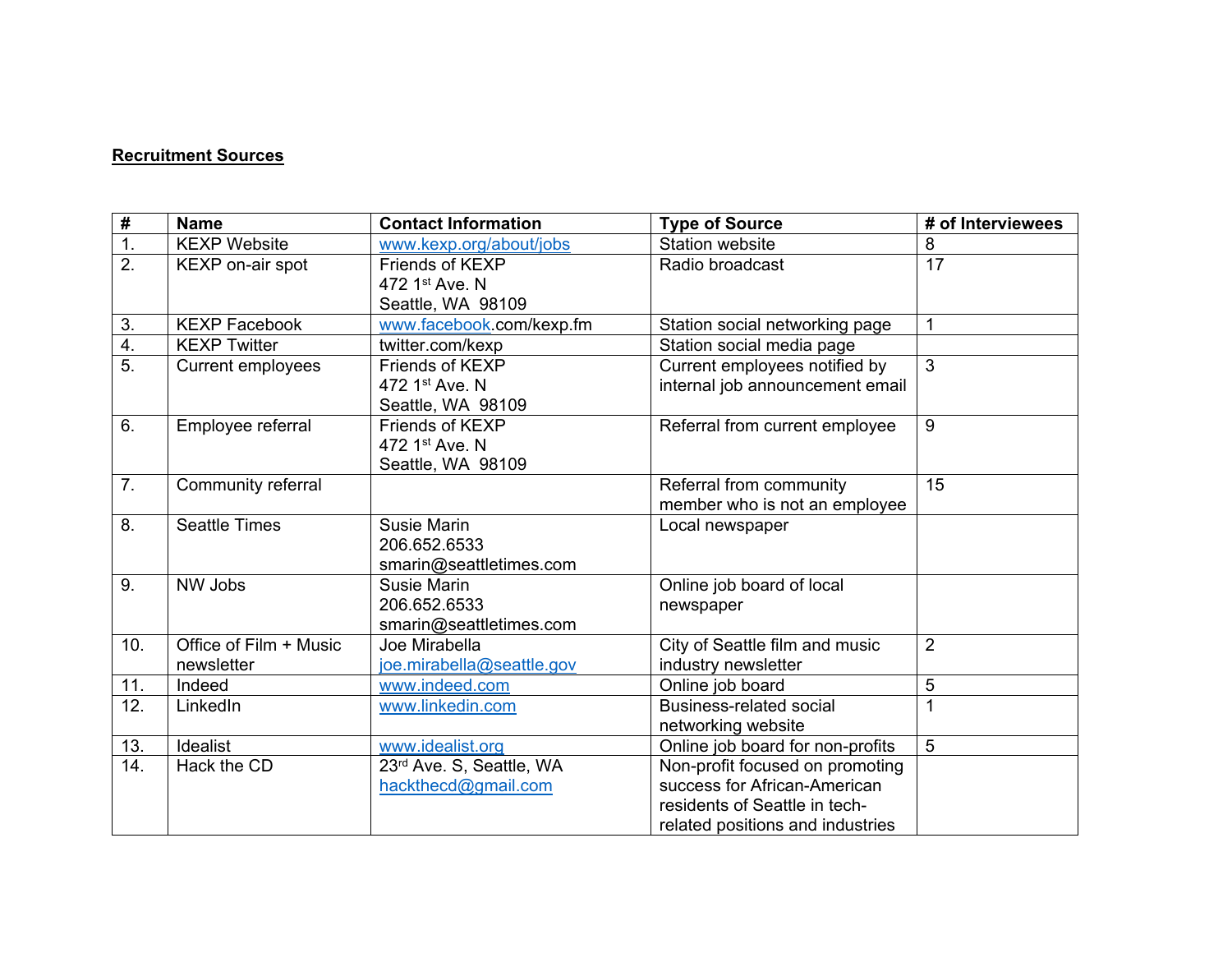**Recruitment Sources**

| # | Name | Contact Information | Type of Source | # of Interviewees |
|---|---|---|---|---|
| 1. | KEXP Website | www.kexp.org/about/jobs | Station website | 8 |
| 2. | KEXP on-air spot | Friends of KEXP<br>472 1st Ave. N<br>Seattle, WA 98109 | Radio broadcast | 17 |
| 3. | KEXP Facebook | www.facebook.com/kexp.fm | Station social networking page | 1 |
| 4. | KEXP Twitter | twitter.com/kexp | Station social media page | |
| 5. | Current employees | Friends of KEXP<br>472 1st Ave. N<br>Seattle, WA 98109 | Current employees notified by internal job announcement email | 3 |
| 6. | Employee referral | Friends of KEXP<br>472 1st Ave. N<br>Seattle, WA 98109 | Referral from current employee | 9 |
| 7. | Community referral | | Referral from community member who is not an employee | 15 |
| 8. | Seattle Times | Susie Marin<br>206.652.6533<br>smarin@seattletimes.com | Local newspaper | |
| 9. | NW Jobs | Susie Marin<br>206.652.6533<br>smarin@seattletimes.com | Online job board of local newspaper | |
| 10. | Office of Film + Music newsletter | Joe Mirabella<br>joe.mirabella@seattle.gov | City of Seattle film and music industry newsletter | 2 |
| 11. | Indeed | www.indeed.com | Online job board | 5 |
| 12. | LinkedIn | www.linkedin.com | Business-related social networking website | 1 |
| 13. | Idealist | www.idealist.org | Online job board for non-profits | 5 |
| 14. | Hack the CD | 23rd Ave. S, Seattle, WA<br>hackthecd@gmail.com | Non-profit focused on promoting success for African-American residents of Seattle in tech-related positions and industries | |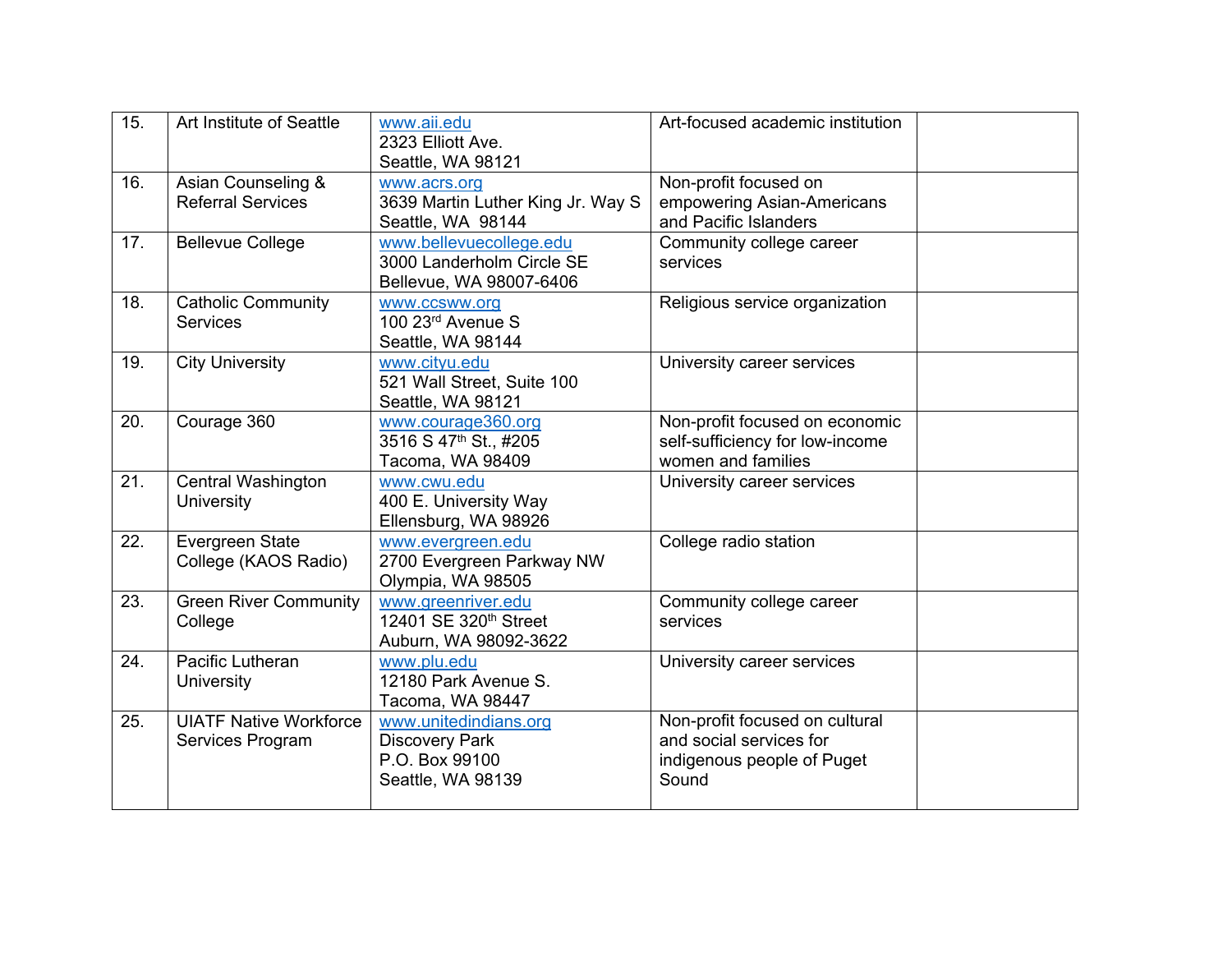| | | | | |
|---|---|---|---|---|
| 15. | Art Institute of Seattle | www.aii.edu<br>2323 Elliott Ave.<br>Seattle, WA 98121 | Art-focused academic institution | |
| 16. | Asian Counseling & Referral Services | www.acrs.org<br>3639 Martin Luther King Jr. Way S<br>Seattle, WA 98144 | Non-profit focused on empowering Asian-Americans and Pacific Islanders | |
| 17. | Bellevue College | www.bellevuecollege.edu<br>3000 Landerholm Circle SE<br>Bellevue, WA 98007-6406 | Community college career services | |
| 18. | Catholic Community Services | www.ccsww.org<br>100 23rd Avenue S<br>Seattle, WA 98144 | Religious service organization | |
| 19. | City University | www.cityu.edu<br>521 Wall Street, Suite 100<br>Seattle, WA 98121 | University career services | |
| 20. | Courage 360 | www.courage360.org<br>3516 S 47th St., #205<br>Tacoma, WA 98409 | Non-profit focused on economic self-sufficiency for low-income women and families | |
| 21. | Central Washington University | www.cwu.edu<br>400 E. University Way<br>Ellensburg, WA 98926 | University career services | |
| 22. | Evergreen State College (KAOS Radio) | www.evergreen.edu<br>2700 Evergreen Parkway NW<br>Olympia, WA 98505 | College radio station | |
| 23. | Green River Community College | www.greenriver.edu<br>12401 SE 320th Street<br>Auburn, WA 98092-3622 | Community college career services | |
| 24. | Pacific Lutheran University | www.plu.edu<br>12180 Park Avenue S.<br>Tacoma, WA 98447 | University career services | |
| 25. | UIATF Native Workforce Services Program | www.unitedindians.org<br>Discovery Park<br>P.O. Box 99100<br>Seattle, WA 98139 | Non-profit focused on cultural and social services for indigenous people of Puget Sound | |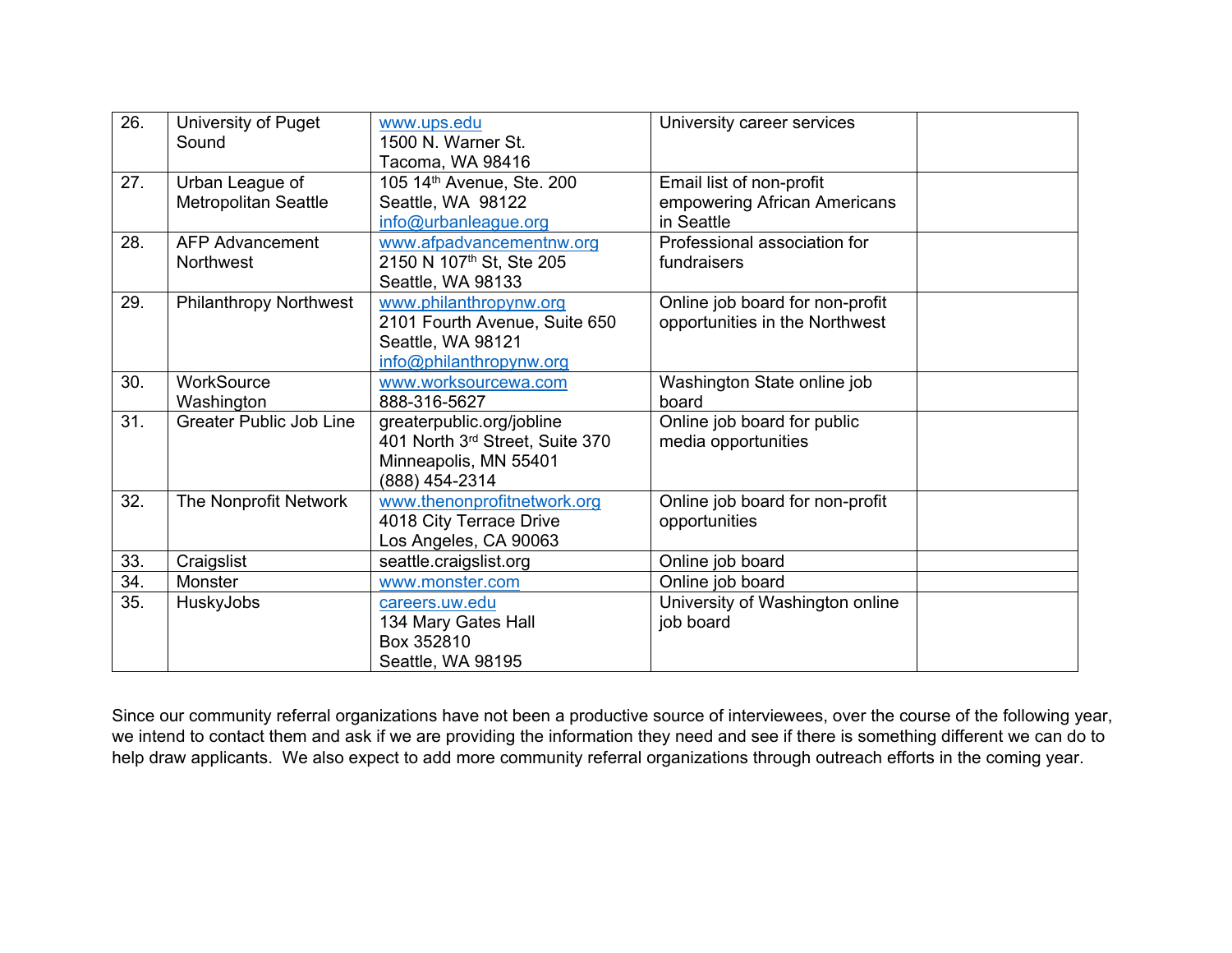| 26. | University of Puget Sound | www.ups.edu<br>1500 N. Warner St.<br>Tacoma, WA 98416 | University career services | |
|---|---|---|---|---|
| 27. | Urban League of Metropolitan Seattle | 105 14th Avenue, Ste. 200<br>Seattle, WA 98122<br>info@urbanleague.org | Email list of non-profit empowering African Americans in Seattle | |
| 28. | AFP Advancement Northwest | www.afpadvancementnw.org<br>2150 N 107th St, Ste 205<br>Seattle, WA 98133 | Professional association for fundraisers | |
| 29. | Philanthropy Northwest | www.philanthropynw.org<br>2101 Fourth Avenue, Suite 650<br>Seattle, WA 98121<br>info@philanthropynw.org | Online job board for non-profit opportunities in the Northwest | |
| 30. | WorkSource Washington | www.worksourcewa.com<br>888-316-5627 | Washington State online job board | |
| 31. | Greater Public Job Line | greaterpublic.org/jobline<br>401 North 3rd Street, Suite 370<br>Minneapolis, MN 55401<br>(888) 454-2314 | Online job board for public media opportunities | |
| 32. | The Nonprofit Network | www.thenonprofitnetwork.org<br>4018 City Terrace Drive<br>Los Angeles, CA 90063 | Online job board for non-profit opportunities | |
| 33. | Craigslist | seattle.craigslist.org | Online job board | |
| 34. | Monster | www.monster.com | Online job board | |
| 35. | HuskyJobs | careers.uw.edu<br>134 Mary Gates Hall<br>Box 352810<br>Seattle, WA 98195 | University of Washington online job board | |

Since our community referral organizations have not been a productive source of interviewees, over the course of the following year, we intend to contact them and ask if we are providing the information they need and see if there is something different we can do to help draw applicants. We also expect to add more community referral organizations through outreach efforts in the coming year.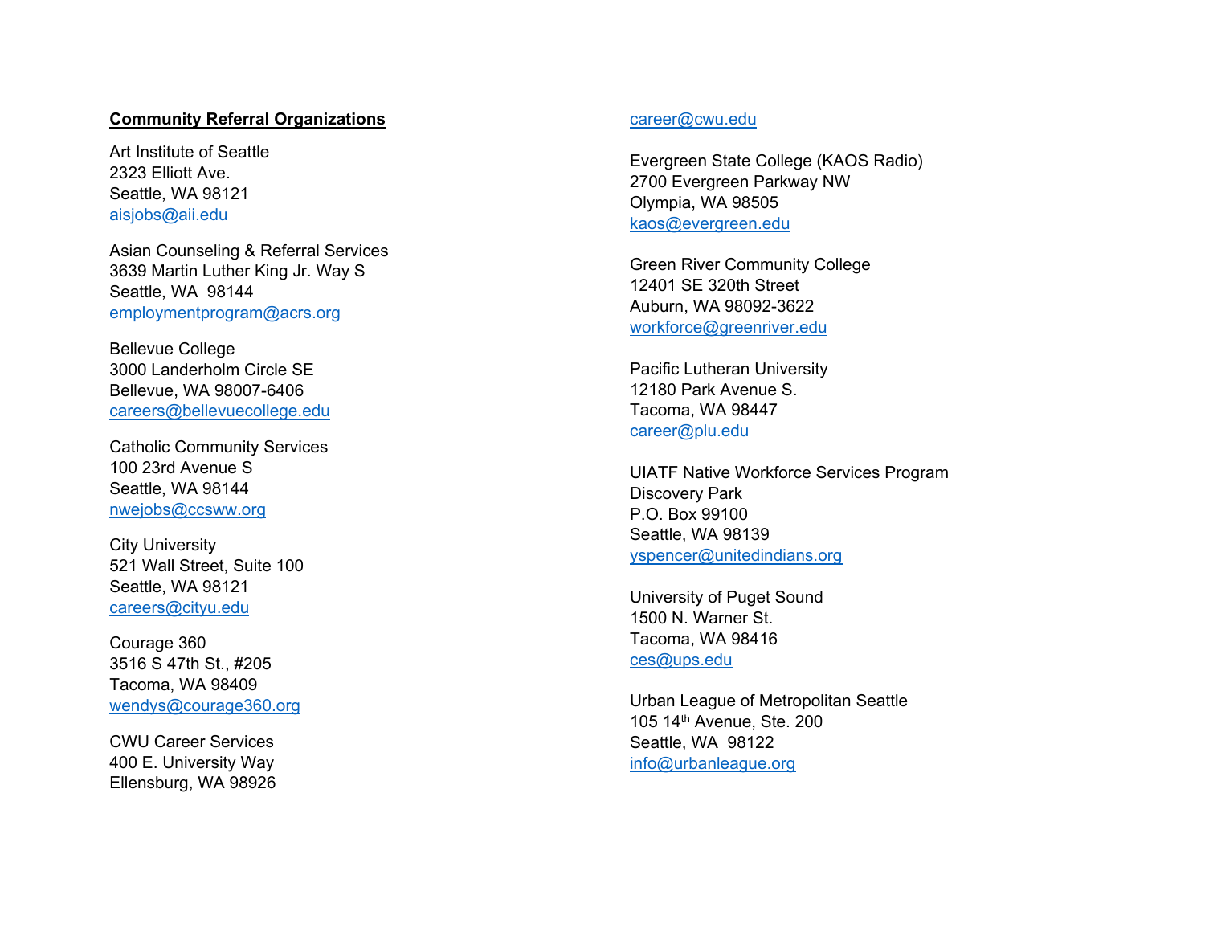**Community Referral Organizations**

Art Institute of Seattle
2323 Elliott Ave.
Seattle, WA 98121
aisjobs@aii.edu

Asian Counseling & Referral Services
3639 Martin Luther King Jr. Way S
Seattle, WA 98144
employmentprogram@acrs.org

Bellevue College
3000 Landerholm Circle SE
Bellevue, WA 98007-6406
careers@bellevuecollege.edu

Catholic Community Services
100 23rd Avenue S
Seattle, WA 98144
nwejobs@ccsww.org

City University
521 Wall Street, Suite 100
Seattle, WA 98121
careers@cityu.edu

Courage 360
3516 S 47th St., #205
Tacoma, WA 98409
wendys@courage360.org

CWU Career Services
400 E. University Way
Ellensburg, WA 98926
career@cwu.edu

Evergreen State College (KAOS Radio)
2700 Evergreen Parkway NW
Olympia, WA 98505
kaos@evergreen.edu

Green River Community College
12401 SE 320th Street
Auburn, WA 98092-3622
workforce@greenriver.edu

Pacific Lutheran University
12180 Park Avenue S.
Tacoma, WA 98447
career@plu.edu

UIATF Native Workforce Services Program
Discovery Park
P.O. Box 99100
Seattle, WA 98139
yspencer@unitedindians.org

University of Puget Sound
1500 N. Warner St.
Tacoma, WA 98416
ces@ups.edu

Urban League of Metropolitan Seattle
105 14th Avenue, Ste. 200
Seattle, WA 98122
info@urbanleague.org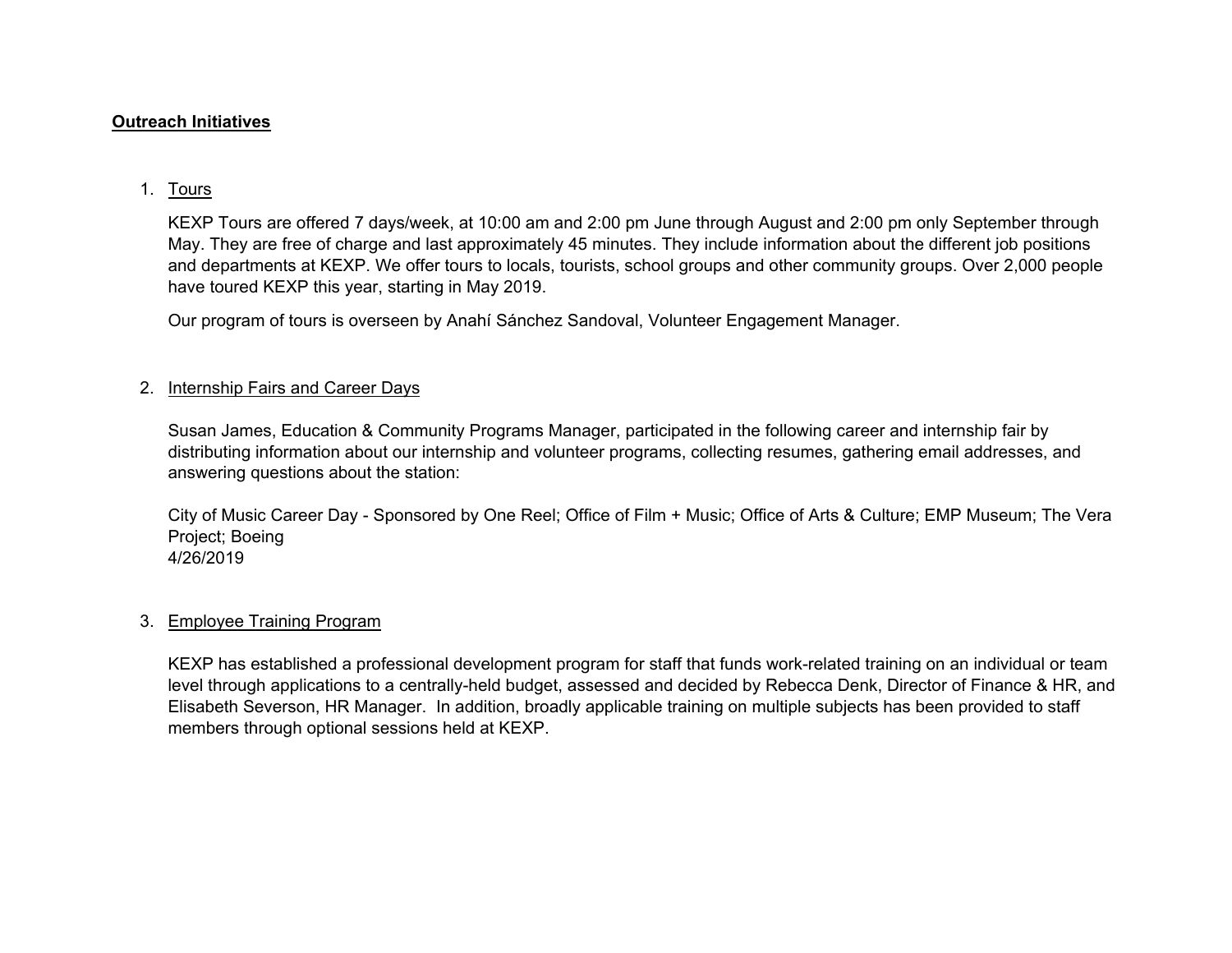**Outreach Initiatives**

1. Tours

   KEXP Tours are offered 7 days/week, at 10:00 am and 2:00 pm June through August and 2:00 pm only September through May. They are free of charge and last approximately 45 minutes. They include information about the different job positions and departments at KEXP. We offer tours to locals, tourists, school groups and other community groups. Over 2,000 people have toured KEXP this year, starting in May 2019.

   Our program of tours is overseen by Anahí Sánchez Sandoval, Volunteer Engagement Manager.

2. Internship Fairs and Career Days

   Susan James, Education & Community Programs Manager, participated in the following career and internship fair by distributing information about our internship and volunteer programs, collecting resumes, gathering email addresses, and answering questions about the station:

   City of Music Career Day - Sponsored by One Reel; Office of Film + Music; Office of Arts & Culture; EMP Museum; The Vera Project; Boeing
   4/26/2019

3. Employee Training Program

   KEXP has established a professional development program for staff that funds work-related training on an individual or team level through applications to a centrally-held budget, assessed and decided by Rebecca Denk, Director of Finance & HR, and Elisabeth Severson, HR Manager. In addition, broadly applicable training on multiple subjects has been provided to staff members through optional sessions held at KEXP.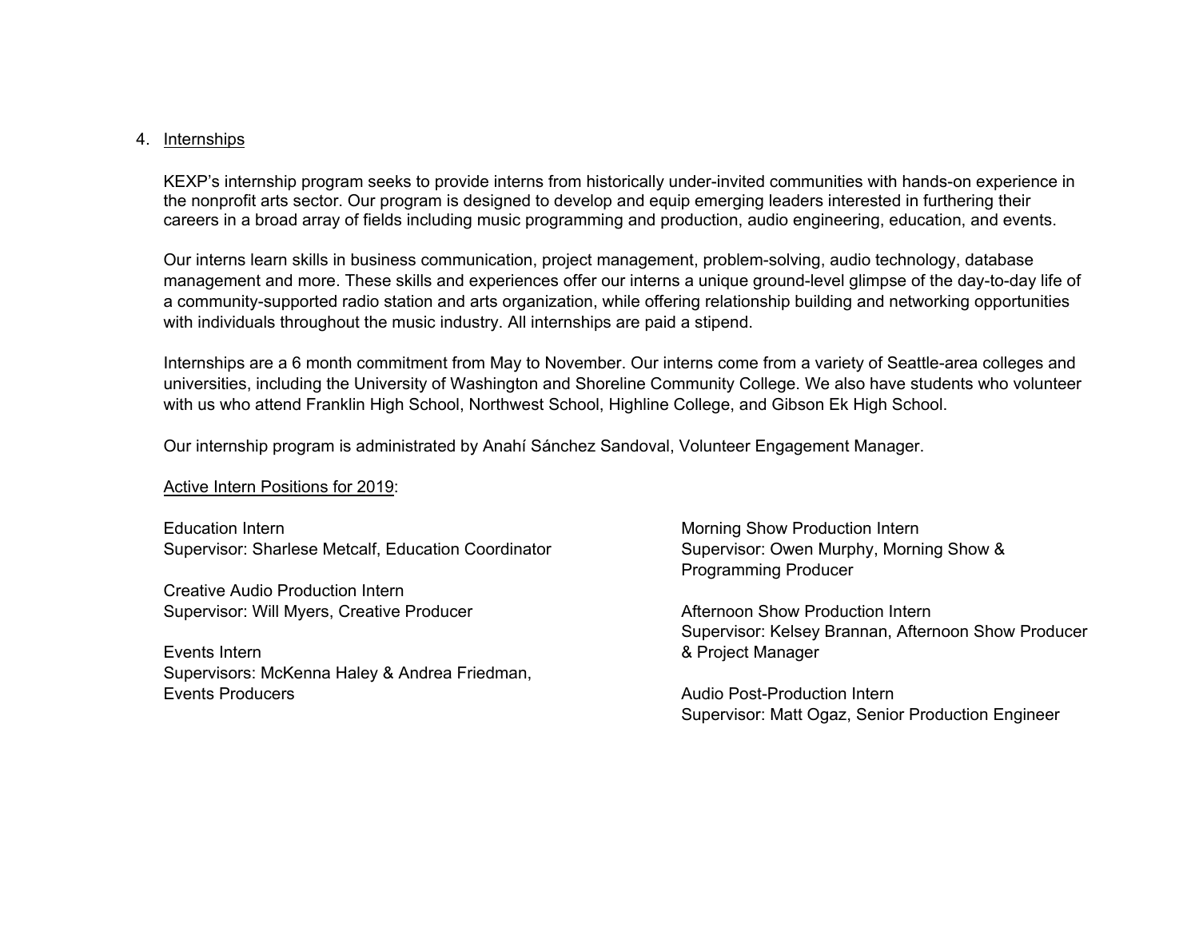4. Internships

KEXP's internship program seeks to provide interns from historically under-invited communities with hands-on experience in the nonprofit arts sector. Our program is designed to develop and equip emerging leaders interested in furthering their careers in a broad array of fields including music programming and production, audio engineering, education, and events.

Our interns learn skills in business communication, project management, problem-solving, audio technology, database management and more. These skills and experiences offer our interns a unique ground-level glimpse of the day-to-day life of a community-supported radio station and arts organization, while offering relationship building and networking opportunities with individuals throughout the music industry. All internships are paid a stipend.

Internships are a 6 month commitment from May to November. Our interns come from a variety of Seattle-area colleges and universities, including the University of Washington and Shoreline Community College. We also have students who volunteer with us who attend Franklin High School, Northwest School, Highline College, and Gibson Ek High School.

Our internship program is administrated by Anahí Sánchez Sandoval, Volunteer Engagement Manager.

Active Intern Positions for 2019:

Education Intern
Supervisor: Sharlese Metcalf, Education Coordinator

Creative Audio Production Intern
Supervisor: Will Myers, Creative Producer

Events Intern
Supervisors: McKenna Haley & Andrea Friedman, Events Producers

Morning Show Production Intern
Supervisor: Owen Murphy, Morning Show & Programming Producer

Afternoon Show Production Intern
Supervisor: Kelsey Brannan, Afternoon Show Producer & Project Manager

Audio Post-Production Intern
Supervisor: Matt Ogaz, Senior Production Engineer